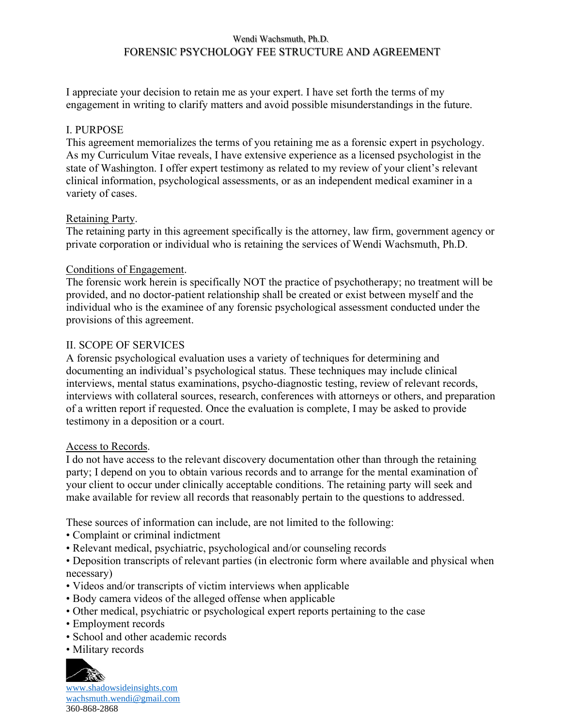Wendi Wachsmuth, Ph.D.

# FORENSIC PSYCHOLOGY FEE STRUCTURE AND AGREEMENT

I appreciate your decision to retain me as your expert. I have set forth the terms of my engagement in writing to clarify matters and avoid possible misunderstandings in the future.

## I. PURPOSE

This agreement memorializes the terms of you retaining me as a forensic expert in psychology. As my Curriculum Vitae reveals, I have extensive experience as a licensed psychologist in the state of Washington. I offer expert testimony as related to my review of your client's relevant clinical information, psychological assessments, or as an independent medical examiner in a variety of cases.

### Retaining Party.

The retaining party in this agreement specifically is the attorney, law firm, government agency or private corporation or individual who is retaining the services of Wendi Wachsmuth, Ph.D.

### Conditions of Engagement.

The forensic work herein is specifically NOT the practice of psychotherapy; no treatment will be provided, and no doctor-patient relationship shall be created or exist between myself and the individual who is the examinee of any forensic psychological assessment conducted under the provisions of this agreement.

## II. SCOPE OF SERVICES

A forensic psychological evaluation uses a variety of techniques for determining and documenting an individual's psychological status. These techniques may include clinical interviews, mental status examinations, psycho-diagnostic testing, review of relevant records, interviews with collateral sources, research, conferences with attorneys or others, and preparation of a written report if requested. Once the evaluation is complete, I may be asked to provide testimony in a deposition or a court.

### Access to Records.

I do not have access to the relevant discovery documentation other than through the retaining party; I depend on you to obtain various records and to arrange for the mental examination of your client to occur under clinically acceptable conditions. The retaining party will seek and make available for review all records that reasonably pertain to the questions to addressed.

These sources of information can include, are not limited to the following:

- Complaint or criminal indictment
- Relevant medical, psychiatric, psychological and/or counseling records
- Deposition transcripts of relevant parties (in electronic form where available and physical when necessary)
- Videos and/or transcripts of victim interviews when applicable
- Body camera videos of the alleged offense when applicable
- Other medical, psychiatric or psychological expert reports pertaining to the case
- Employment records
- School and other academic records
- Military records

www.shadowsideinsights.com
wachsmuth.wendi@gmail.com
360-868-2868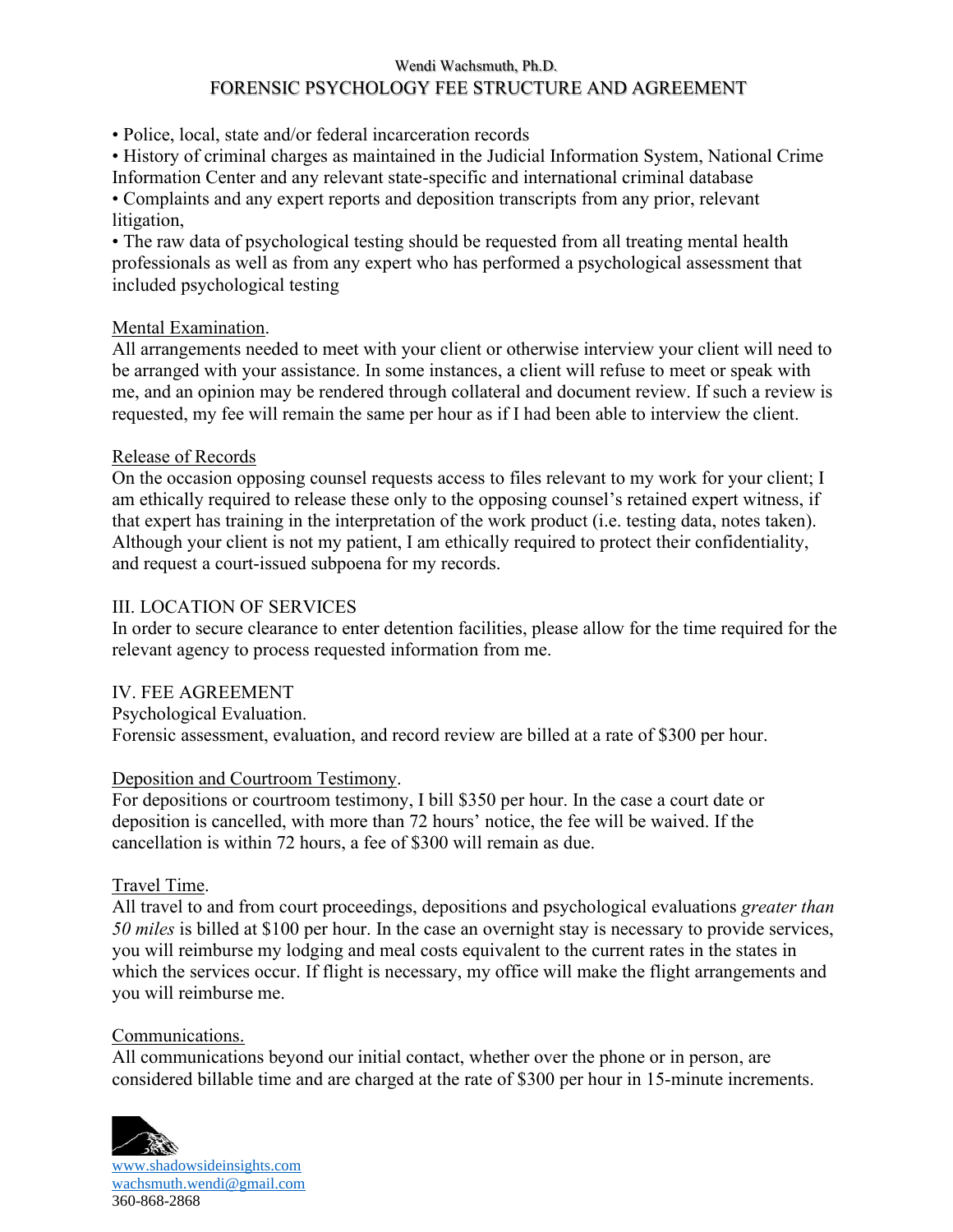- Police, local, state and/or federal incarceration records
- History of criminal charges as maintained in the Judicial Information System, National Crime Information Center and any relevant state-specific and international criminal database
- Complaints and any expert reports and deposition transcripts from any prior, relevant litigation,
- The raw data of psychological testing should be requested from all treating mental health professionals as well as from any expert who has performed a psychological assessment that included psychological testing

Mental Examination.

All arrangements needed to meet with your client or otherwise interview your client will need to be arranged with your assistance. In some instances, a client will refuse to meet or speak with me, and an opinion may be rendered through collateral and document review. If such a review is requested, my fee will remain the same per hour as if I had been able to interview the client.

Release of Records

On the occasion opposing counsel requests access to files relevant to my work for your client; I am ethically required to release these only to the opposing counsel's retained expert witness, if that expert has training in the interpretation of the work product (i.e. testing data, notes taken). Although your client is not my patient, I am ethically required to protect their confidentiality, and request a court-issued subpoena for my records.

## III. LOCATION OF SERVICES

In order to secure clearance to enter detention facilities, please allow for the time required for the relevant agency to process requested information from me.

## IV. FEE AGREEMENT

Psychological Evaluation.

Forensic assessment, evaluation, and record review are billed at a rate of $300 per hour.

Deposition and Courtroom Testimony.

For depositions or courtroom testimony, I bill $350 per hour. In the case a court date or deposition is cancelled, with more than 72 hours' notice, the fee will be waived. If the cancellation is within 72 hours, a fee of $300 will remain as due.

Travel Time.

All travel to and from court proceedings, depositions and psychological evaluations *greater than 50 miles* is billed at $100 per hour. In the case an overnight stay is necessary to provide services, you will reimburse my lodging and meal costs equivalent to the current rates in the states in which the services occur. If flight is necessary, my office will make the flight arrangements and you will reimburse me.

Communications.

All communications beyond our initial contact, whether over the phone or in person, are considered billable time and are charged at the rate of $300 per hour in 15-minute increments.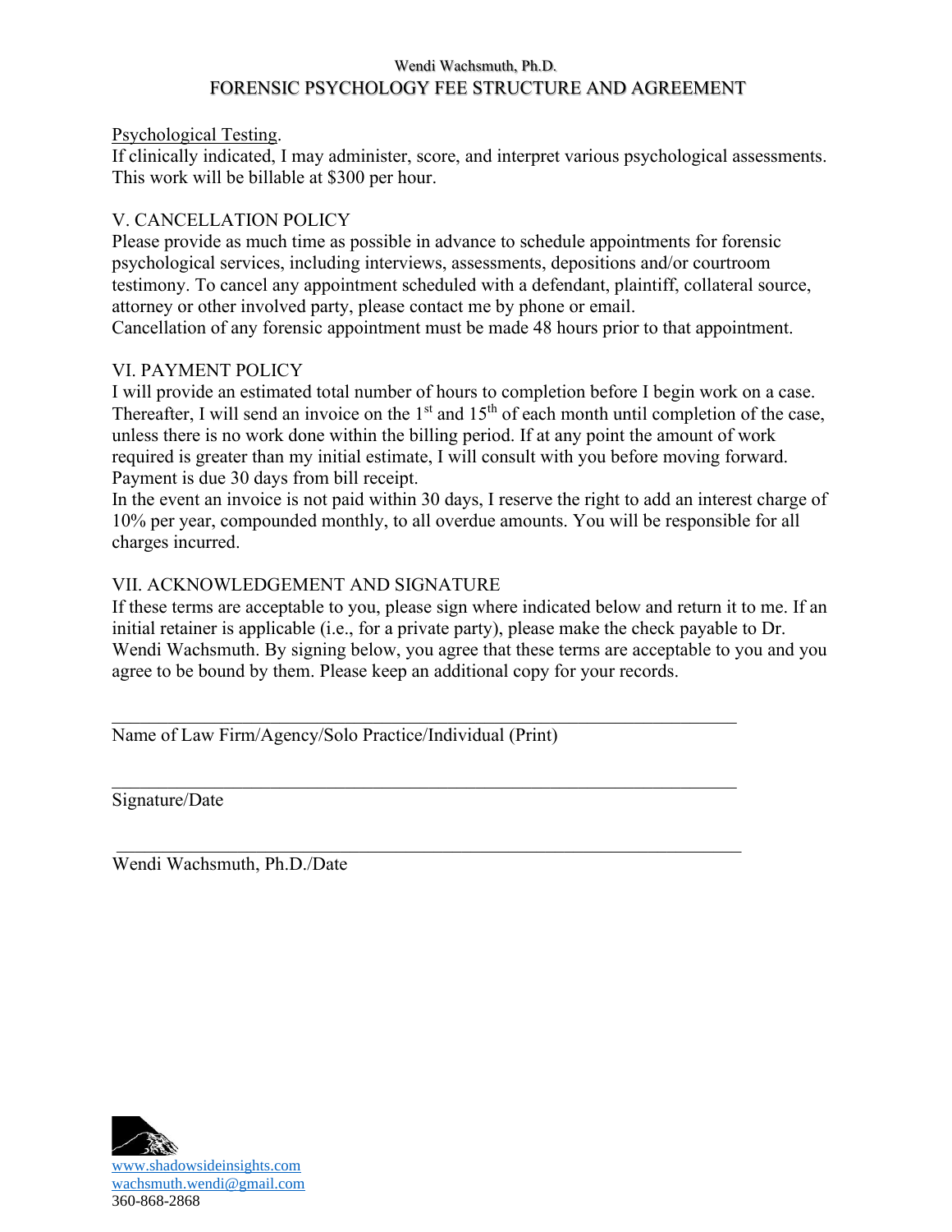Psychological Testing.
If clinically indicated, I may administer, score, and interpret various psychological assessments. This work will be billable at $300 per hour.

## V. CANCELLATION POLICY

Please provide as much time as possible in advance to schedule appointments for forensic psychological services, including interviews, assessments, depositions and/or courtroom testimony. To cancel any appointment scheduled with a defendant, plaintiff, collateral source, attorney or other involved party, please contact me by phone or email.
Cancellation of any forensic appointment must be made 48 hours prior to that appointment.

## VI. PAYMENT POLICY

I will provide an estimated total number of hours to completion before I begin work on a case. Thereafter, I will send an invoice on the 1st and 15th of each month until completion of the case, unless there is no work done within the billing period. If at any point the amount of work required is greater than my initial estimate, I will consult with you before moving forward. Payment is due 30 days from bill receipt.
In the event an invoice is not paid within 30 days, I reserve the right to add an interest charge of 10% per year, compounded monthly, to all overdue amounts. You will be responsible for all charges incurred.

## VII. ACKNOWLEDGEMENT AND SIGNATURE

If these terms are acceptable to you, please sign where indicated below and return it to me. If an initial retainer is applicable (i.e., for a private party), please make the check payable to Dr. Wendi Wachsmuth. By signing below, you agree that these terms are acceptable to you and you agree to be bound by them. Please keep an additional copy for your records.

\_\_\_\_\_\_\_\_\_\_\_\_\_\_\_\_\_\_\_\_\_\_\_\_\_\_\_\_\_\_\_\_\_\_\_\_\_\_\_\_\_\_\_\_\_\_\_\_\_\_\_\_\_\_\_\_\_\_\_\_
Name of Law Firm/Agency/Solo Practice/Individual (Print)

\_\_\_\_\_\_\_\_\_\_\_\_\_\_\_\_\_\_\_\_\_\_\_\_\_\_\_\_\_\_\_\_\_\_\_\_\_\_\_\_\_\_\_\_\_\_\_\_\_\_\_\_\_\_\_\_\_\_\_\_
Signature/Date

\_\_\_\_\_\_\_\_\_\_\_\_\_\_\_\_\_\_\_\_\_\_\_\_\_\_\_\_\_\_\_\_\_\_\_\_\_\_\_\_\_\_\_\_\_\_\_\_\_\_\_\_\_\_\_\_\_\_\_\_
Wendi Wachsmuth, Ph.D./Date